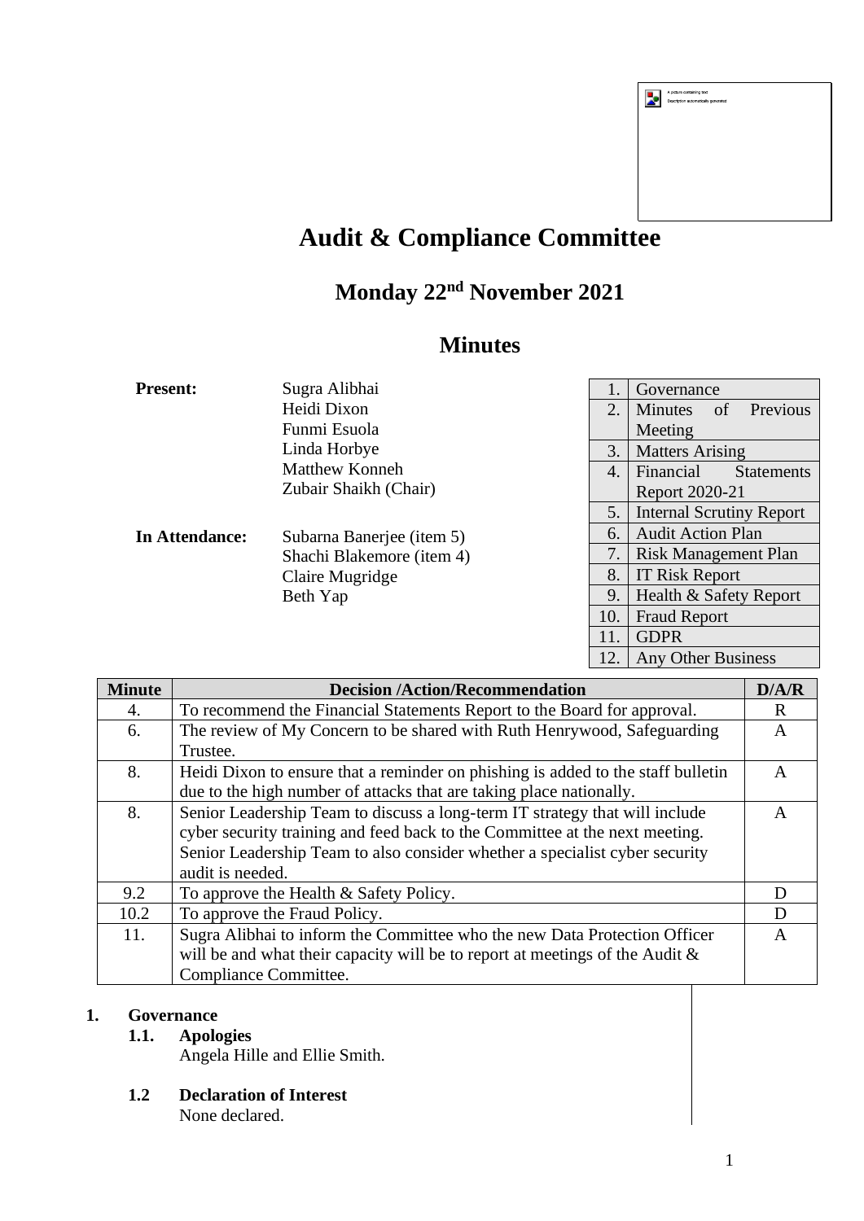# Audit & Compliance Committee

## Monday 22nd November 2021

## Minutes

**Present:**
Sugra Alibhai
Heidi Dixon
Funmi Esuola
Linda Horbye
Matthew Konneh
Zubair Shaikh (Chair)

**In Attendance:**
Subarna Banerjee (item 5)
Shachi Blakemore (item 4)
Claire Mugridge
Beth Yap

| | |
|---|---|
| 1. | Governance |
| 2. | Minutes of Previous Meeting |
| 3. | Matters Arising |
| 4. | Financial Statements Report 2020-21 |
| 5. | Internal Scrutiny Report |
| 6. | Audit Action Plan |
| 7. | Risk Management Plan |
| 8. | IT Risk Report |
| 9. | Health & Safety Report |
| 10. | Fraud Report |
| 11. | GDPR |
| 12. | Any Other Business |

| Minute | Decision /Action/Recommendation | D/A/R |
|---|---|---|
| 4. | To recommend the Financial Statements Report to the Board for approval. | R |
| 6. | The review of My Concern to be shared with Ruth Henrywood, Safeguarding Trustee. | A |
| 8. | Heidi Dixon to ensure that a reminder on phishing is added to the staff bulletin due to the high number of attacks that are taking place nationally. | A |
| 8. | Senior Leadership Team to discuss a long-term IT strategy that will include cyber security training and feed back to the Committee at the next meeting. Senior Leadership Team to also consider whether a specialist cyber security audit is needed. | A |
| 9.2 | To approve the Health & Safety Policy. | D |
| 10.2 | To approve the Fraud Policy. | D |
| 11. | Sugra Alibhai to inform the Committee who the new Data Protection Officer will be and what their capacity will be to report at meetings of the Audit & Compliance Committee. | A |

**1. Governance**

**1.1. Apologies**

Angela Hille and Ellie Smith.

**1.2 Declaration of Interest**

None declared.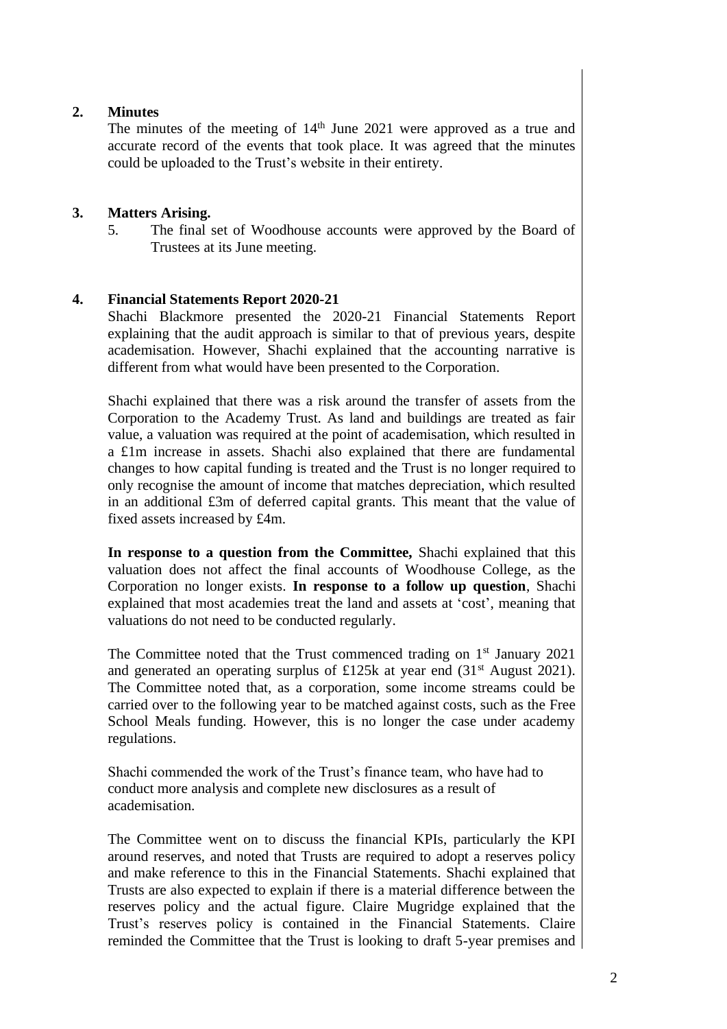## 2. Minutes

The minutes of the meeting of 14th June 2021 were approved as a true and accurate record of the events that took place. It was agreed that the minutes could be uploaded to the Trust's website in their entirety.

## 3. Matters Arising.

5. The final set of Woodhouse accounts were approved by the Board of Trustees at its June meeting.

## 4. Financial Statements Report 2020-21

Shachi Blackmore presented the 2020-21 Financial Statements Report explaining that the audit approach is similar to that of previous years, despite academisation. However, Shachi explained that the accounting narrative is different from what would have been presented to the Corporation.

Shachi explained that there was a risk around the transfer of assets from the Corporation to the Academy Trust. As land and buildings are treated as fair value, a valuation was required at the point of academisation, which resulted in a £1m increase in assets. Shachi also explained that there are fundamental changes to how capital funding is treated and the Trust is no longer required to only recognise the amount of income that matches depreciation, which resulted in an additional £3m of deferred capital grants. This meant that the value of fixed assets increased by £4m.

**In response to a question from the Committee,** Shachi explained that this valuation does not affect the final accounts of Woodhouse College, as the Corporation no longer exists. **In response to a follow up question**, Shachi explained that most academies treat the land and assets at 'cost', meaning that valuations do not need to be conducted regularly.

The Committee noted that the Trust commenced trading on 1st January 2021 and generated an operating surplus of £125k at year end (31st August 2021). The Committee noted that, as a corporation, some income streams could be carried over to the following year to be matched against costs, such as the Free School Meals funding. However, this is no longer the case under academy regulations.

Shachi commended the work of the Trust's finance team, who have had to conduct more analysis and complete new disclosures as a result of academisation.

The Committee went on to discuss the financial KPIs, particularly the KPI around reserves, and noted that Trusts are required to adopt a reserves policy and make reference to this in the Financial Statements. Shachi explained that Trusts are also expected to explain if there is a material difference between the reserves policy and the actual figure. Claire Mugridge explained that the Trust's reserves policy is contained in the Financial Statements. Claire reminded the Committee that the Trust is looking to draft 5-year premises and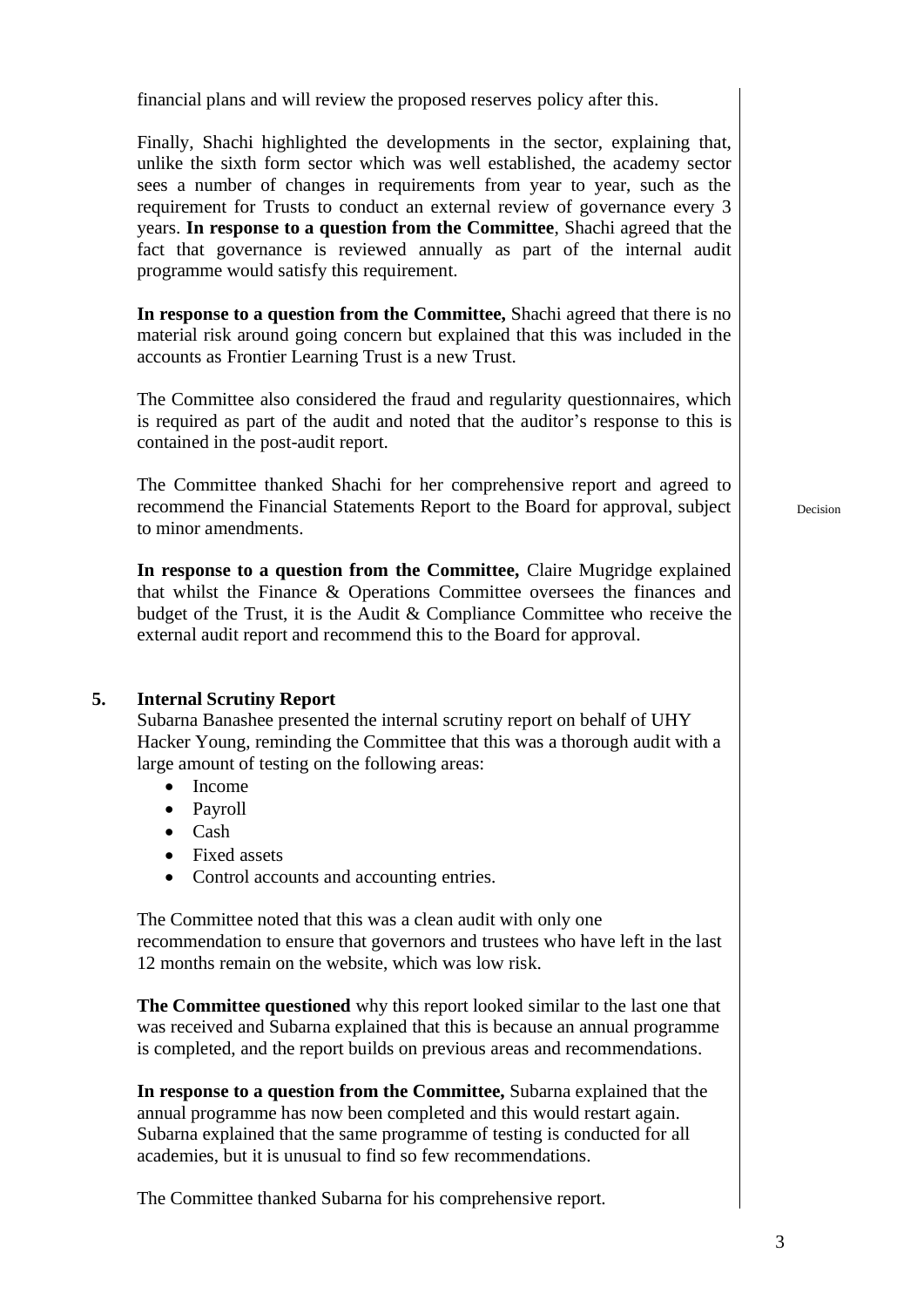financial plans and will review the proposed reserves policy after this.

Finally, Shachi highlighted the developments in the sector, explaining that, unlike the sixth form sector which was well established, the academy sector sees a number of changes in requirements from year to year, such as the requirement for Trusts to conduct an external review of governance every 3 years. **In response to a question from the Committee**, Shachi agreed that the fact that governance is reviewed annually as part of the internal audit programme would satisfy this requirement.

**In response to a question from the Committee,** Shachi agreed that there is no material risk around going concern but explained that this was included in the accounts as Frontier Learning Trust is a new Trust.

The Committee also considered the fraud and regularity questionnaires, which is required as part of the audit and noted that the auditor's response to this is contained in the post-audit report.

The Committee thanked Shachi for her comprehensive report and agreed to recommend the Financial Statements Report to the Board for approval, subject to minor amendments. *Decision*

**In response to a question from the Committee,** Claire Mugridge explained that whilst the Finance & Operations Committee oversees the finances and budget of the Trust, it is the Audit & Compliance Committee who receive the external audit report and recommend this to the Board for approval.

**5. Internal Scrutiny Report**

Subarna Banashee presented the internal scrutiny report on behalf of UHY Hacker Young, reminding the Committee that this was a thorough audit with a large amount of testing on the following areas:

- Income
- Payroll
- Cash
- Fixed assets
- Control accounts and accounting entries.

The Committee noted that this was a clean audit with only one recommendation to ensure that governors and trustees who have left in the last 12 months remain on the website, which was low risk.

**The Committee questioned** why this report looked similar to the last one that was received and Subarna explained that this is because an annual programme is completed, and the report builds on previous areas and recommendations.

**In response to a question from the Committee,** Subarna explained that the annual programme has now been completed and this would restart again. Subarna explained that the same programme of testing is conducted for all academies, but it is unusual to find so few recommendations.

The Committee thanked Subarna for his comprehensive report.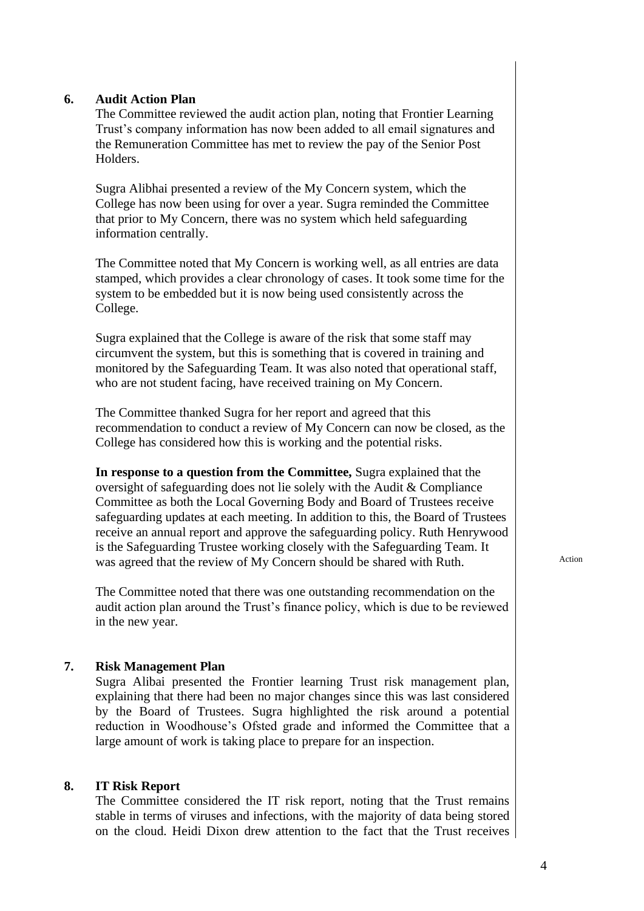## 6. Audit Action Plan

The Committee reviewed the audit action plan, noting that Frontier Learning Trust's company information has now been added to all email signatures and the Remuneration Committee has met to review the pay of the Senior Post Holders.

Sugra Alibhai presented a review of the My Concern system, which the College has now been using for over a year. Sugra reminded the Committee that prior to My Concern, there was no system which held safeguarding information centrally.

The Committee noted that My Concern is working well, as all entries are data stamped, which provides a clear chronology of cases. It took some time for the system to be embedded but it is now being used consistently across the College.

Sugra explained that the College is aware of the risk that some staff may circumvent the system, but this is something that is covered in training and monitored by the Safeguarding Team. It was also noted that operational staff, who are not student facing, have received training on My Concern.

The Committee thanked Sugra for her report and agreed that this recommendation to conduct a review of My Concern can now be closed, as the College has considered how this is working and the potential risks.

**In response to a question from the Committee,** Sugra explained that the oversight of safeguarding does not lie solely with the Audit & Compliance Committee as both the Local Governing Body and Board of Trustees receive safeguarding updates at each meeting. In addition to this, the Board of Trustees receive an annual report and approve the safeguarding policy. Ruth Henrywood is the Safeguarding Trustee working closely with the Safeguarding Team. It was agreed that the review of My Concern should be shared with Ruth. — Action

The Committee noted that there was one outstanding recommendation on the audit action plan around the Trust's finance policy, which is due to be reviewed in the new year.

## 7. Risk Management Plan

Sugra Alibai presented the Frontier learning Trust risk management plan, explaining that there had been no major changes since this was last considered by the Board of Trustees. Sugra highlighted the risk around a potential reduction in Woodhouse's Ofsted grade and informed the Committee that a large amount of work is taking place to prepare for an inspection.

## 8. IT Risk Report

The Committee considered the IT risk report, noting that the Trust remains stable in terms of viruses and infections, with the majority of data being stored on the cloud. Heidi Dixon drew attention to the fact that the Trust receives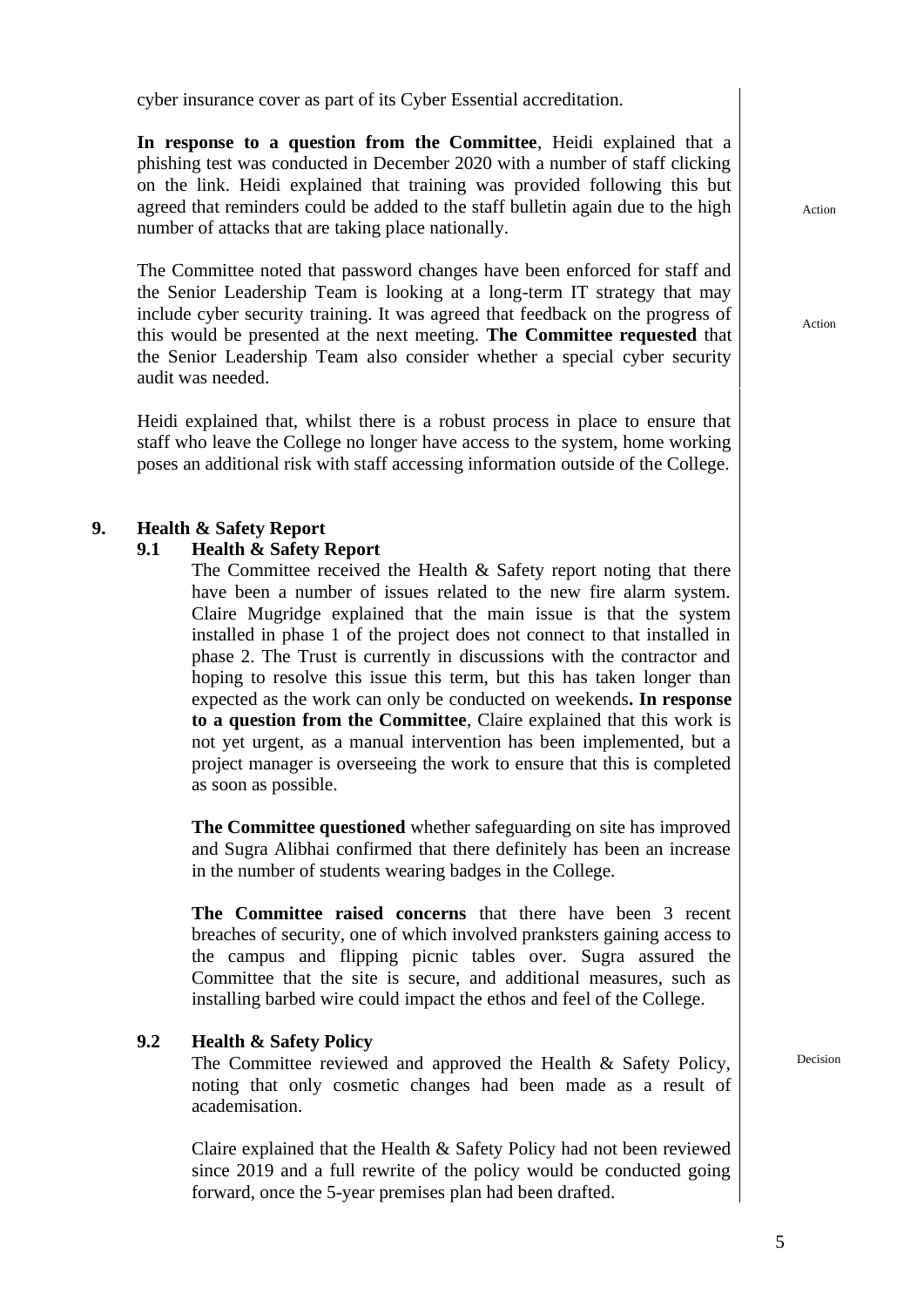cyber insurance cover as part of its Cyber Essential accreditation.

**In response to a question from the Committee**, Heidi explained that a phishing test was conducted in December 2020 with a number of staff clicking on the link. Heidi explained that training was provided following this but agreed that reminders could be added to the staff bulletin again due to the high number of attacks that are taking place nationally. — Action

The Committee noted that password changes have been enforced for staff and the Senior Leadership Team is looking at a long-term IT strategy that may include cyber security training. It was agreed that feedback on the progress of this would be presented at the next meeting. **The Committee requested** that the Senior Leadership Team also consider whether a special cyber security audit was needed. — Action

Heidi explained that, whilst there is a robust process in place to ensure that staff who leave the College no longer have access to the system, home working poses an additional risk with staff accessing information outside of the College.

## 9. Health & Safety Report

### 9.1 Health & Safety Report

The Committee received the Health & Safety report noting that there have been a number of issues related to the new fire alarm system. Claire Mugridge explained that the main issue is that the system installed in phase 1 of the project does not connect to that installed in phase 2. The Trust is currently in discussions with the contractor and hoping to resolve this issue this term, but this has taken longer than expected as the work can only be conducted on weekends**. In response to a question from the Committee**, Claire explained that this work is not yet urgent, as a manual intervention has been implemented, but a project manager is overseeing the work to ensure that this is completed as soon as possible.

**The Committee questioned** whether safeguarding on site has improved and Sugra Alibhai confirmed that there definitely has been an increase in the number of students wearing badges in the College.

**The Committee raised concerns** that there have been 3 recent breaches of security, one of which involved pranksters gaining access to the campus and flipping picnic tables over. Sugra assured the Committee that the site is secure, and additional measures, such as installing barbed wire could impact the ethos and feel of the College.

### 9.2 Health & Safety Policy

The Committee reviewed and approved the Health & Safety Policy, noting that only cosmetic changes had been made as a result of academisation. — Decision

Claire explained that the Health & Safety Policy had not been reviewed since 2019 and a full rewrite of the policy would be conducted going forward, once the 5-year premises plan had been drafted.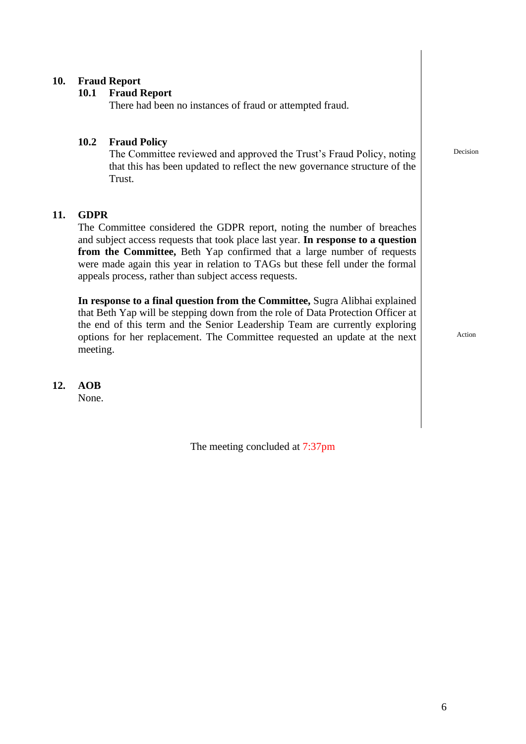**10. Fraud Report**

**10.1 Fraud Report**

There had been no instances of fraud or attempted fraud.

**10.2 Fraud Policy**

The Committee reviewed and approved the Trust's Fraud Policy, noting that this has been updated to reflect the new governance structure of the Trust.

Decision

**11. GDPR**

The Committee considered the GDPR report, noting the number of breaches and subject access requests that took place last year. **In response to a question from the Committee,** Beth Yap confirmed that a large number of requests were made again this year in relation to TAGs but these fell under the formal appeals process, rather than subject access requests.

**In response to a final question from the Committee,** Sugra Alibhai explained that Beth Yap will be stepping down from the role of Data Protection Officer at the end of this term and the Senior Leadership Team are currently exploring options for her replacement. The Committee requested an update at the next meeting.

Action

**12. AOB**

None.

The meeting concluded at 7:37pm